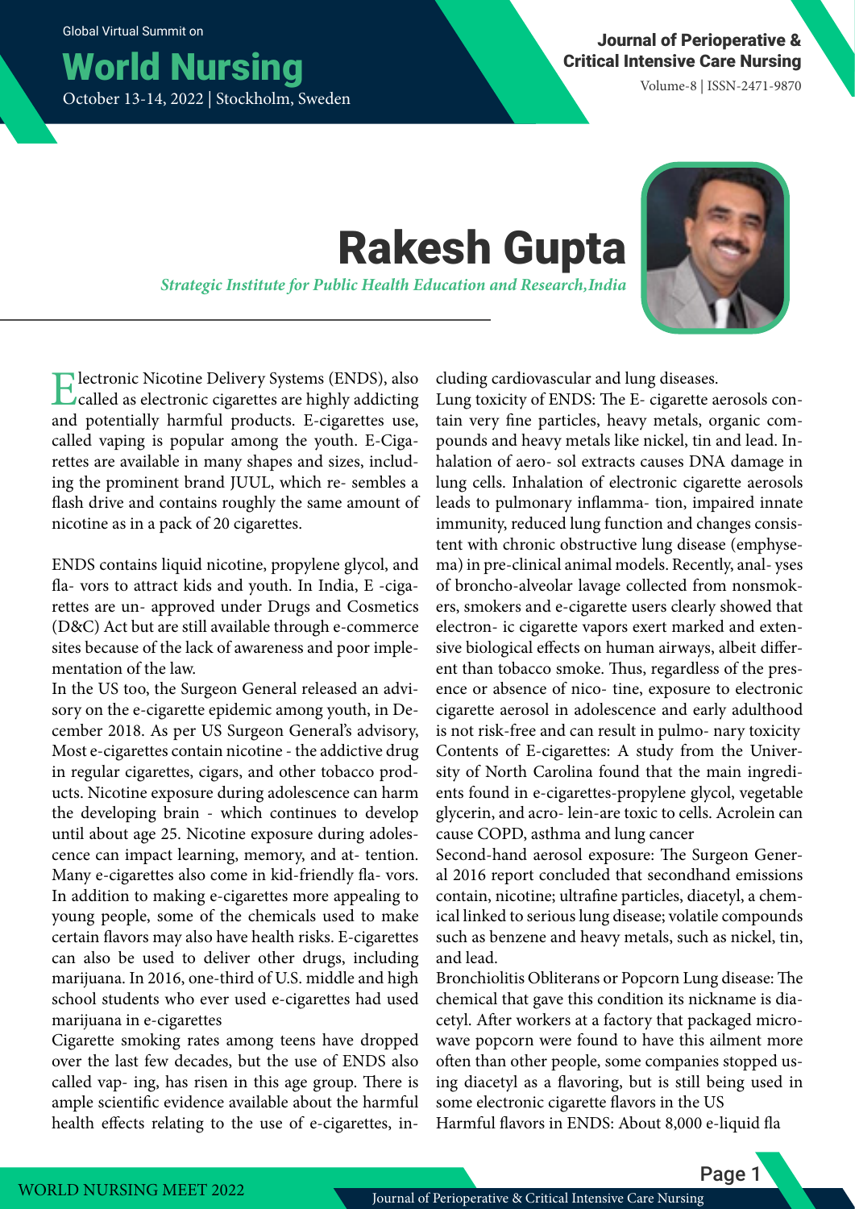# Rakesh Gupta

*Strategic Institute for Public Health Education and Research,India*

Electronic Nicotine Delivery Systems (ENDS), also called as electronic cigarettes are highly addicting and potentially harmful products. E-cigarettes use, called vaping is popular among the youth. E-Cigarettes are available in many shapes and sizes, including the prominent brand JUUL, which re- sembles a flash drive and contains roughly the same amount of nicotine as in a pack of 20 cigarettes.

ENDS contains liquid nicotine, propylene glycol, and fla- vors to attract kids and youth. In India, E -cigarettes are un- approved under Drugs and Cosmetics (D&C) Act but are still available through e-commerce sites because of the lack of awareness and poor implementation of the law.

In the US too, the Surgeon General released an advisory on the e-cigarette epidemic among youth, in December 2018. As per US Surgeon General's advisory, Most e-cigarettes contain nicotine - the addictive drug in regular cigarettes, cigars, and other tobacco products. Nicotine exposure during adolescence can harm the developing brain - which continues to develop until about age 25. Nicotine exposure during adolescence can impact learning, memory, and at- tention. Many e-cigarettes also come in kid-friendly fla- vors. In addition to making e-cigarettes more appealing to young people, some of the chemicals used to make certain flavors may also have health risks. E-cigarettes can also be used to deliver other drugs, including marijuana. In 2016, one-third of U.S. middle and high school students who ever used e-cigarettes had used marijuana in e-cigarettes

Cigarette smoking rates among teens have dropped over the last few decades, but the use of ENDS also called vap- ing, has risen in this age group. There is ample scientific evidence available about the harmful health effects relating to the use of e-cigarettes, including cardiovascular and lung diseases.

Lung toxicity of ENDS: The E- cigarette aerosols contain very fine particles, heavy metals, organic compounds and heavy metals like nickel, tin and lead. Inhalation of aero- sol extracts causes DNA damage in lung cells. Inhalation of electronic cigarette aerosols leads to pulmonary inflamma- tion, impaired innate immunity, reduced lung function and changes consistent with chronic obstructive lung disease (emphysema) in pre-clinical animal models. Recently, anal- yses of broncho-alveolar lavage collected from nonsmokers, smokers and e-cigarette users clearly showed that electron- ic cigarette vapors exert marked and extensive biological effects on human airways, albeit different than tobacco smoke. Thus, regardless of the presence or absence of nico- tine, exposure to electronic cigarette aerosol in adolescence and early adulthood is not risk-free and can result in pulmo- nary toxicity

Contents of E-cigarettes: A study from the University of North Carolina found that the main ingredients found in e-cigarettes-propylene glycol, vegetable glycerin, and acro- lein-are toxic to cells. Acrolein can cause COPD, asthma and lung cancer

Second-hand aerosol exposure: The Surgeon General 2016 report concluded that secondhand emissions contain, nicotine; ultrafine particles, diacetyl, a chemical linked to serious lung disease; volatile compounds such as benzene and heavy metals, such as nickel, tin, and lead.

Bronchiolitis Obliterans or Popcorn Lung disease: The chemical that gave this condition its nickname is diacetyl. After workers at a factory that packaged microwave popcorn were found to have this ailment more often than other people, some companies stopped using diacetyl as a flavoring, but is still being used in some electronic cigarette flavors in the US

Harmful flavors in ENDS: About 8,000 e-liquid fla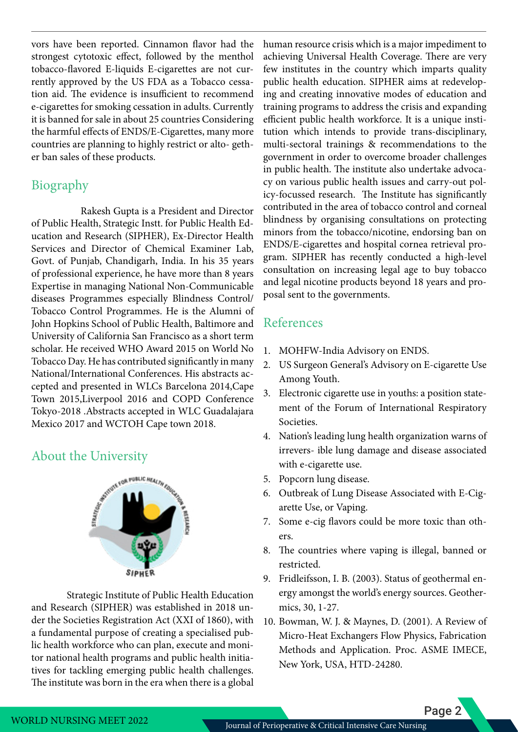vors have been reported. Cinnamon flavor had the strongest cytotoxic effect, followed by the menthol tobacco-flavored E-liquids E-cigarettes are not currently approved by the US FDA as a Tobacco cessation aid. The evidence is insufficient to recommend e-cigarettes for smoking cessation in adults. Currently it is banned for sale in about 25 countries Considering the harmful effects of ENDS/E-Cigarettes, many more countries are planning to highly restrict or alto- gether ban sales of these products.

## Biography

Rakesh Gupta is a President and Director of Public Health, Strategic Instt. for Public Health Education and Research (SIPHER), Ex-Director Health Services and Director of Chemical Examiner Lab, Govt. of Punjab, Chandigarh, India. In his 35 years of professional experience, he have more than 8 years Expertise in managing National Non-Communicable diseases Programmes especially Blindness Control/ Tobacco Control Programmes. He is the Alumni of John Hopkins School of Public Health, Baltimore and University of California San Francisco as a short term scholar. He received WHO Award 2015 on World No Tobacco Day. He has contributed significantly in many National/International Conferences. His abstracts accepted and presented in WLCs Barcelona 2014,Cape Town 2015,Liverpool 2016 and COPD Conference Tokyo-2018 .Abstracts accepted in WLC Guadalajara Mexico 2017 and WCTOH Cape town 2018.

## About the University

Strategic Institute of Public Health Education and Research (SIPHER) was established in 2018 under the Societies Registration Act (XXI of 1860), with a fundamental purpose of creating a specialised public health workforce who can plan, execute and monitor national health programs and public health initiatives for tackling emerging public health challenges. The institute was born in the era when there is a global human resource crisis which is a major impediment to achieving Universal Health Coverage. There are very few institutes in the country which imparts quality public health education. SIPHER aims at redeveloping and creating innovative modes of education and training programs to address the crisis and expanding efficient public health workforce. It is a unique institution which intends to provide trans-disciplinary, multi-sectoral trainings & recommendations to the government in order to overcome broader challenges in public health. The institute also undertake advocacy on various public health issues and carry-out policy-focussed research. The Institute has significantly contributed in the area of tobacco control and corneal blindness by organising consultations on protecting minors from the tobacco/nicotine, endorsing ban on ENDS/E-cigarettes and hospital cornea retrieval program. SIPHER has recently conducted a high-level consultation on increasing legal age to buy tobacco and legal nicotine products beyond 18 years and proposal sent to the governments.

## References

1. MOHFW-India Advisory on ENDS.
2. US Surgeon General's Advisory on E-cigarette Use Among Youth.
3. Electronic cigarette use in youths: a position statement of the Forum of International Respiratory Societies.
4. Nation's leading lung health organization warns of irrevers- ible lung damage and disease associated with e-cigarette use.
5. Popcorn lung disease.
6. Outbreak of Lung Disease Associated with E-Cigarette Use, or Vaping.
7. Some e-cig flavors could be more toxic than others.
8. The countries where vaping is illegal, banned or restricted.
9. Fridleifsson, I. B. (2003). Status of geothermal energy amongst the world's energy sources. Geothermics, 30, 1-27.
10. Bowman, W. J. & Maynes, D. (2001). A Review of Micro-Heat Exchangers Flow Physics, Fabrication Methods and Application. Proc. ASME IMECE, New York, USA, HTD-24280.